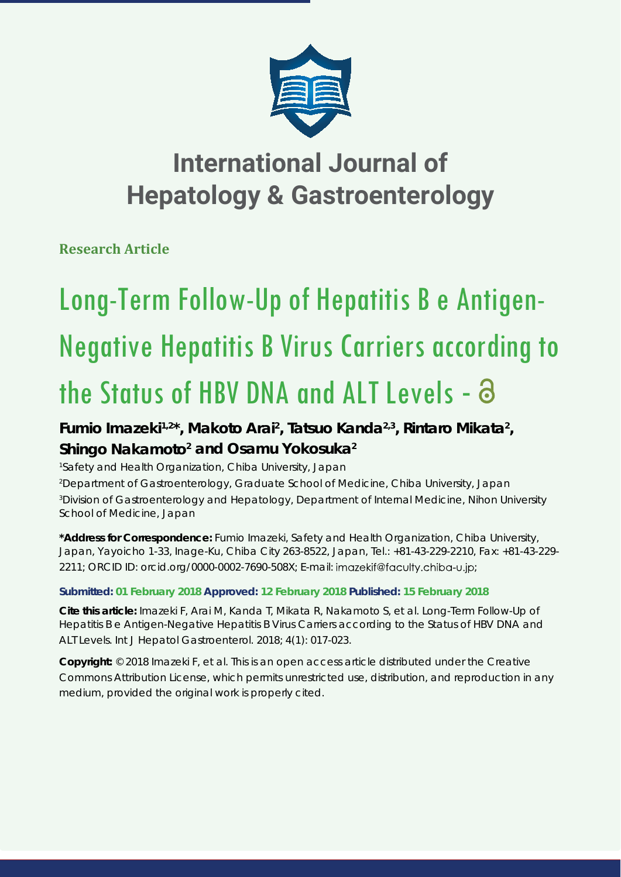# International Journal of Hepatology & Gastroenterology

**Research Article**

# Long-Term Follow-Up of Hepatitis B e Antigen-Negative Hepatitis B Virus Carriers according to the Status of HBV DNA and ALT Levels

**Fumio Imazeki[1,2]*, Makoto Arai[2], Tatsuo Kanda[2,3], Rintaro Mikata[2], Shingo Nakamoto[2] and Osamu Yokosuka[2]**

[1]Safety and Health Organization, Chiba University, Japan

[2]Department of Gastroenterology, Graduate School of Medicine, Chiba University, Japan

[3]Division of Gastroenterology and Hepatology, Department of Internal Medicine, Nihon University School of Medicine, Japan

**\*Address for Correspondence:** Fumio Imazeki, Safety and Health Organization, Chiba University, Japan, Yayoicho 1-33, Inage-Ku, Chiba City 263-8522, Japan, Tel.: +81-43-229-2210, Fax: +81-43-229-2211; ORCID ID: orcid.org/0000-0002-7690-508X; E-mail: imazekif@faculty.chiba-u.jp;

**Submitted: 01 February 2018 Approved: 12 February 2018 Published: 15 February 2018**

**Cite this article:** Imazeki F, Arai M, Kanda T, Mikata R, Nakamoto S, et al. Long-Term Follow-Up of Hepatitis B e Antigen-Negative Hepatitis B Virus Carriers according to the Status of HBV DNA and ALT Levels. Int J Hepatol Gastroenterol. 2018; 4(1): 017-023.

**Copyright:** © 2018 Imazeki F, et al. This is an open access article distributed under the Creative Commons Attribution License, which permits unrestricted use, distribution, and reproduction in any medium, provided the original work is properly cited.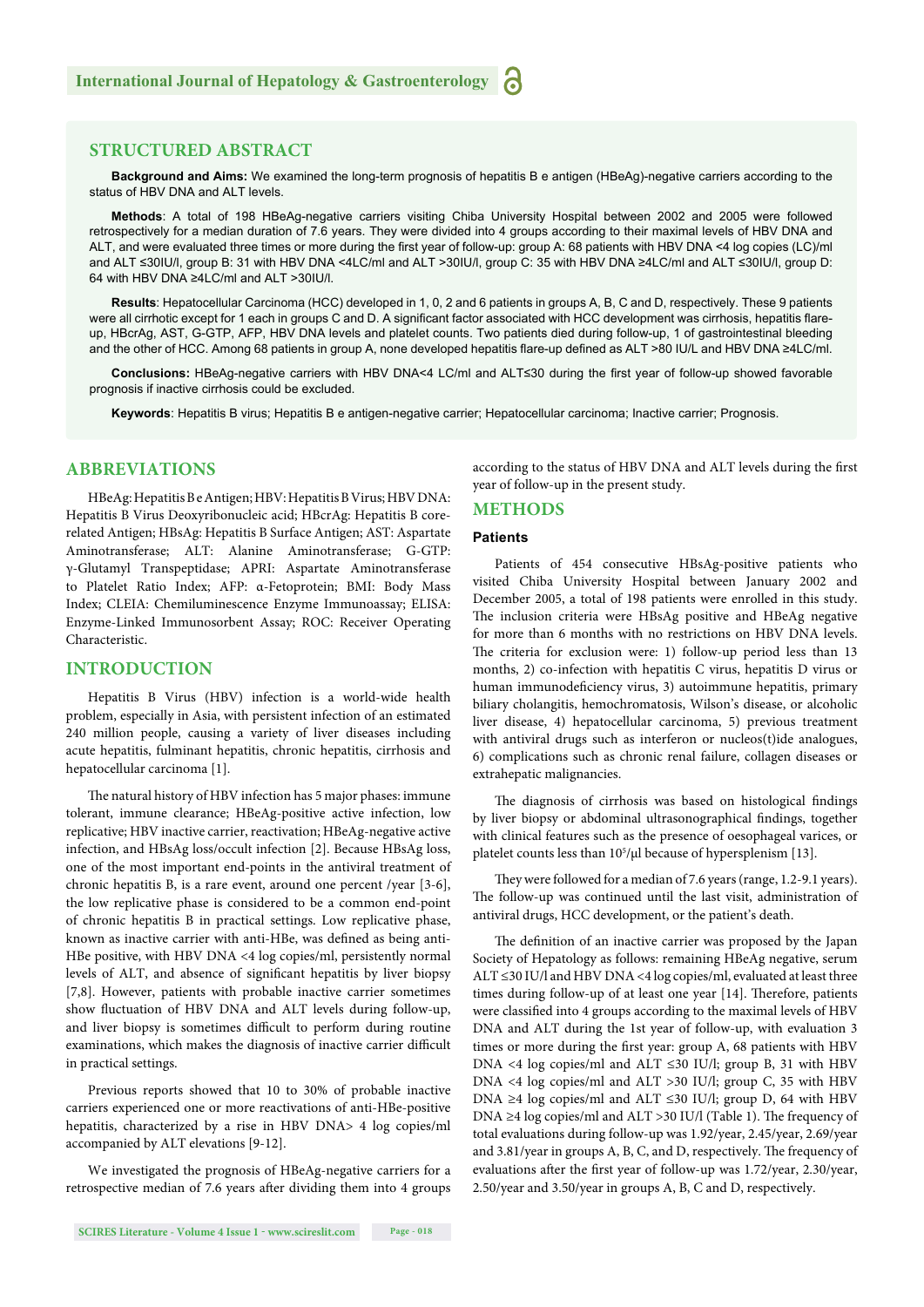## STRUCTURED ABSTRACT

**Background and Aims:** We examined the long-term prognosis of hepatitis B e antigen (HBeAg)-negative carriers according to the status of HBV DNA and ALT levels.

**Methods**: A total of 198 HBeAg-negative carriers visiting Chiba University Hospital between 2002 and 2005 were followed retrospectively for a median duration of 7.6 years. They were divided into 4 groups according to their maximal levels of HBV DNA and ALT, and were evaluated three times or more during the first year of follow-up: group A: 68 patients with HBV DNA <4 log copies (LC)/ml and ALT ≤30IU/l, group B: 31 with HBV DNA <4LC/ml and ALT >30IU/l, group C: 35 with HBV DNA ≥4LC/ml and ALT ≤30IU/l, group D: 64 with HBV DNA ≥4LC/ml and ALT >30IU/l.

**Results**: Hepatocellular Carcinoma (HCC) developed in 1, 0, 2 and 6 patients in groups A, B, C and D, respectively. These 9 patients were all cirrhotic except for 1 each in groups C and D. A significant factor associated with HCC development was cirrhosis, hepatitis flare-up, HBcrAg, AST, G-GTP, AFP, HBV DNA levels and platelet counts. Two patients died during follow-up, 1 of gastrointestinal bleeding and the other of HCC. Among 68 patients in group A, none developed hepatitis flare-up defined as ALT >80 IU/L and HBV DNA ≥4LC/ml.

**Conclusions:** HBeAg-negative carriers with HBV DNA<4 LC/ml and ALT≤30 during the first year of follow-up showed favorable prognosis if inactive cirrhosis could be excluded.

**Keywords**: Hepatitis B virus; Hepatitis B e antigen-negative carrier; Hepatocellular carcinoma; Inactive carrier; Prognosis.

## ABBREVIATIONS

HBeAg: Hepatitis B e Antigen; HBV: Hepatitis B Virus; HBV DNA: Hepatitis B Virus Deoxyribonucleic acid; HBcrAg: Hepatitis B core-related Antigen; HBsAg: Hepatitis B Surface Antigen; AST: Aspartate Aminotransferase; ALT: Alanine Aminotransferase; G-GTP: γ-Glutamyl Transpeptidase; APRI: Aspartate Aminotransferase to Platelet Ratio Index; AFP: α-Fetoprotein; BMI: Body Mass Index; CLEIA: Chemiluminescence Enzyme Immunoassay; ELISA: Enzyme-Linked Immunosorbent Assay; ROC: Receiver Operating Characteristic.

## INTRODUCTION

Hepatitis B Virus (HBV) infection is a world-wide health problem, especially in Asia, with persistent infection of an estimated 240 million people, causing a variety of liver diseases including acute hepatitis, fulminant hepatitis, chronic hepatitis, cirrhosis and hepatocellular carcinoma [1].

The natural history of HBV infection has 5 major phases: immune tolerant, immune clearance; HBeAg-positive active infection, low replicative; HBV inactive carrier, reactivation; HBeAg-negative active infection, and HBsAg loss/occult infection [2]. Because HBsAg loss, one of the most important end-points in the antiviral treatment of chronic hepatitis B, is a rare event, around one percent /year [3-6], the low replicative phase is considered to be a common end-point of chronic hepatitis B in practical settings. Low replicative phase, known as inactive carrier with anti-HBe, was defined as being anti-HBe positive, with HBV DNA <4 log copies/ml, persistently normal levels of ALT, and absence of significant hepatitis by liver biopsy [7,8]. However, patients with probable inactive carrier sometimes show fluctuation of HBV DNA and ALT levels during follow-up, and liver biopsy is sometimes difficult to perform during routine examinations, which makes the diagnosis of inactive carrier difficult in practical settings.

Previous reports showed that 10 to 30% of probable inactive carriers experienced one or more reactivations of anti-HBe-positive hepatitis, characterized by a rise in HBV DNA> 4 log copies/ml accompanied by ALT elevations [9-12].

We investigated the prognosis of HBeAg-negative carriers for a retrospective median of 7.6 years after dividing them into 4 groups according to the status of HBV DNA and ALT levels during the first year of follow-up in the present study.

## METHODS

### Patients

Patients of 454 consecutive HBsAg-positive patients who visited Chiba University Hospital between January 2002 and December 2005, a total of 198 patients were enrolled in this study. The inclusion criteria were HBsAg positive and HBeAg negative for more than 6 months with no restrictions on HBV DNA levels. The criteria for exclusion were: 1) follow-up period less than 13 months, 2) co-infection with hepatitis C virus, hepatitis D virus or human immunodeficiency virus, 3) autoimmune hepatitis, primary biliary cholangitis, hemochromatosis, Wilson's disease, or alcoholic liver disease, 4) hepatocellular carcinoma, 5) previous treatment with antiviral drugs such as interferon or nucleos(t)ide analogues, 6) complications such as chronic renal failure, collagen diseases or extrahepatic malignancies.

The diagnosis of cirrhosis was based on histological findings by liver biopsy or abdominal ultrasonographical findings, together with clinical features such as the presence of oesophageal varices, or platelet counts less than $10^5$/μl because of hypersplenism [13].

They were followed for a median of 7.6 years (range, 1.2-9.1 years). The follow-up was continued until the last visit, administration of antiviral drugs, HCC development, or the patient's death.

The definition of an inactive carrier was proposed by the Japan Society of Hepatology as follows: remaining HBeAg negative, serum ALT ≤30 IU/l and HBV DNA <4 log copies/ml, evaluated at least three times during follow-up of at least one year [14]. Therefore, patients were classified into 4 groups according to the maximal levels of HBV DNA and ALT during the 1st year of follow-up, with evaluation 3 times or more during the first year: group A, 68 patients with HBV DNA <4 log copies/ml and ALT ≤30 IU/l; group B, 31 with HBV DNA <4 log copies/ml and ALT >30 IU/l; group C, 35 with HBV DNA ≥4 log copies/ml and ALT ≤30 IU/l; group D, 64 with HBV DNA ≥4 log copies/ml and ALT >30 IU/l (Table 1). The frequency of total evaluations during follow-up was 1.92/year, 2.45/year, 2.69/year and 3.81/year in groups A, B, C, and D, respectively. The frequency of evaluations after the first year of follow-up was 1.72/year, 2.30/year, 2.50/year and 3.50/year in groups A, B, C and D, respectively.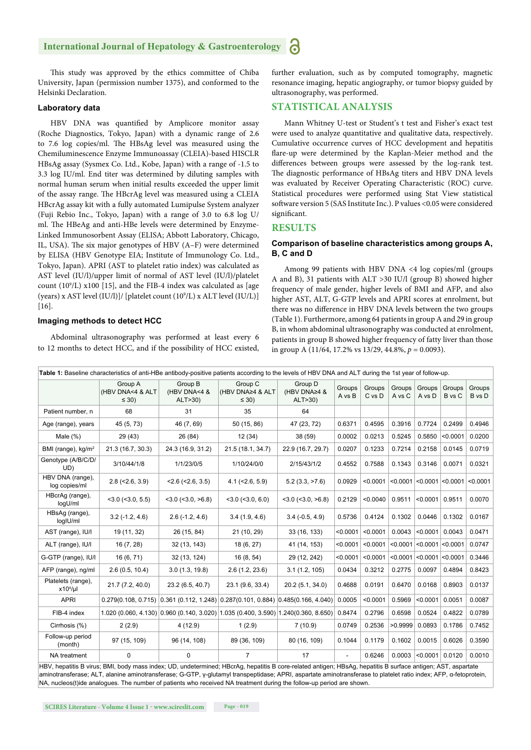This study was approved by the ethics committee of Chiba University, Japan (permission number 1375), and conformed to the Helsinki Declaration.

### Laboratory data

HBV DNA was quantified by Amplicore monitor assay (Roche Diagnostics, Tokyo, Japan) with a dynamic range of 2.6 to 7.6 log copies/ml. The HBsAg level was measured using the Chemiluminescence Enzyme Immunoassay (CLEIA)-based HISCLR HBsAg assay (Sysmex Co. Ltd., Kobe, Japan) with a range of -1.5 to 3.3 log IU/ml. End titer was determined by diluting samples with normal human serum when initial results exceeded the upper limit of the assay range. The HBcrAg level was measured using a CLEIA HBcrAg assay kit with a fully automated Lumipulse System analyzer (Fuji Rebio Inc., Tokyo, Japan) with a range of 3.0 to 6.8 log U/ml. The HBeAg and anti-HBe levels were determined by Enzyme-Linked Immunosorbent Assay (ELISA; Abbott Laboratory, Chicago, IL, USA). The six major genotypes of HBV (A–F) were determined by ELISA (HBV Genotype EIA; Institute of Immunology Co. Ltd., Tokyo, Japan). APRI (AST to platelet ratio index) was calculated as AST level (IU/l)/upper limit of normal of AST level (IU/l)/platelet count ($10^9$/L) x100 [15], and the FIB-4 index was calculated as [age (years) x AST level (IU/l)]/ [platelet count ($10^9$/L) x ALT level (IU/L)] [16].

### Imaging methods to detect HCC

Abdominal ultrasonography was performed at least every 6 to 12 months to detect HCC, and if the possibility of HCC existed, further evaluation, such as by computed tomography, magnetic resonance imaging, hepatic angiography, or tumor biopsy guided by ultrasonography, was performed.

## STATISTICAL ANALYSIS

Mann Whitney U-test or Student's t test and Fisher's exact test were used to analyze quantitative and qualitative data, respectively. Cumulative occurrence curves of HCC development and hepatitis flare-up were determined by the Kaplan-Meier method and the differences between groups were assessed by the log-rank test. The diagnostic performance of HBsAg titers and HBV DNA levels was evaluated by Receiver Operating Characteristic (ROC) curve. Statistical procedures were performed using Stat View statistical software version 5 (SAS Institute Inc.). P values <0.05 were considered significant.

## RESULTS

### Comparison of baseline characteristics among groups A, B, C and D

Among 99 patients with HBV DNA <4 log copies/ml (groups A and B), 31 patients with ALT >30 IU/l (group B) showed higher frequency of male gender, higher levels of BMI and AFP, and also higher AST, ALT, G-GTP levels and APRI scores at enrolment, but there was no difference in HBV DNA levels between the two groups (Table 1). Furthermore, among 64 patients in group A and 29 in group B, in whom abdominal ultrasonography was conducted at enrolment, patients in group B showed higher frequency of fatty liver than those in group A (11/64, 17.2% vs 13/29, 44.8%, $p = 0.0093$).

**Table 1:** Baseline characteristics of anti-HBe antibody-positive patients according to the levels of HBV DNA and ALT during the 1st year of follow-up.

| | Group A (HBV DNA<4 & ALT ≤ 30) | Group B (HBV DNA<4 & ALT>30) | Group C (HBV DNA≥4 & ALT ≤ 30) | Group D (HBV DNA≥4 & ALT>30) | Groups A vs B | Groups C vs D | Groups A vs C | Groups A vs D | Groups B vs C | Groups B vs D |
|---|---|---|---|---|---|---|---|---|---|---|
| Patient number, n | 68 | 31 | 35 | 64 | | | | | | |
| Age (range), years | 45 (5, 73) | 46 (7, 69) | 50 (15, 86) | 47 (23, 72) | 0.6371 | 0.4595 | 0.3916 | 0.7724 | 0.2499 | 0.4946 |
| Male (%) | 29 (43) | 26 (84) | 12 (34) | 38 (59) | 0.0002 | 0.0213 | 0.5245 | 0.5850 | <0.0001 | 0.0200 |
| BMI (range), kg/m² | 21.3 (16.7, 30.3) | 24.3 (16.9, 31.2) | 21.5 (18.1, 34.7) | 22.9 (16.7, 29.7) | 0.0207 | 0.1233 | 0.7214 | 0.2158 | 0.0145 | 0.0719 |
| Genotype (A/B/C/D/UD) | 3/10/44/1/8 | 1/1/23/0/5 | 1/10/24/0/0 | 2/15/43/1/2 | 0.4552 | 0.7588 | 0.1343 | 0.3146 | 0.0071 | 0.0321 |
| HBV DNA (range), log copies/ml | 2.8 (<2.6, 3.9) | <2.6 (<2.6, 3.5) | 4.1 (<2.6, 5.9) | 5.2 (3.3, >7.6) | 0.0929 | <0.0001 | <0.0001 | <0.0001 | <0.0001 | <0.0001 |
| HBcrAg (range), logU/ml | <3.0 (<3.0, 5.5) | <3.0 (<3.0, >6.8) | <3.0 (<3.0, 6.0) | <3.0 (<3.0, >6.8) | 0.2129 | <0.0040 | 0.9511 | <0.0001 | 0.9511 | 0.0070 |
| HBsAg (range), logIU/ml | 3.2 (-1.2, 4.6) | 2.6 (-1.2, 4.6) | 3.4 (1.9, 4.6) | 3.4 (-0.5, 4.9) | 0.5736 | 0.4124 | 0.1302 | 0.0446 | 0.1302 | 0.0167 |
| AST (range), IU/l | 19 (11, 32) | 26 (15, 84) | 21 (10, 29) | 33 (16, 133) | <0.0001 | <0.0001 | 0.0043 | <0.0001 | 0.0043 | 0.0471 |
| ALT (range), IU/l | 16 (7, 28) | 32 (13, 143) | 18 (6, 27) | 41 (14, 153) | <0.0001 | <0.0001 | <0.0001 | <0.0001 | <0.0001 | 0.0747 |
| G-GTP (range), IU/l | 16 (6, 71) | 32 (13, 124) | 16 (8, 54) | 29 (12, 242) | <0.0001 | <0.0001 | <0.0001 | <0.0001 | <0.0001 | 0.3446 |
| AFP (range), ng/ml | 2.6 (0.5, 10.4) | 3.0 (1.3, 19.8) | 2.6 (1.2, 23.6) | 3.1 (1.2, 105) | 0.0434 | 0.3212 | 0.2775 | 0.0097 | 0.4894 | 0.8423 |
| Platelets (range), x10⁴/µl | 21.7 (7.2, 40.0) | 23.2 (6.5, 40.7) | 23.1 (9.6, 33.4) | 20.2 (5.1, 34.0) | 0.4688 | 0.0191 | 0.6470 | 0.0168 | 0.8903 | 0.0137 |
| APRI | 0.279(0.108, 0.715) | 0.361 (0.112, 1.248) | 0.287(0.101, 0.884) | 0.485(0.166, 4.040) | 0.0005 | <0.0001 | 0.5969 | <0.0001 | 0.0051 | 0.0087 |
| FIB-4 index | 1.020 (0.060, 4.130) | 0.960 (0.140, 3.020) | 1.035 (0.400, 3.590) | 1.240(0.360, 8.650) | 0.8474 | 0.2796 | 0.6598 | 0.0524 | 0.4822 | 0.0789 |
| Cirrhosis (%) | 2 (2.9) | 4 (12.9) | 1 (2.9) | 7 (10.9) | 0.0749 | 0.2536 | >0.9999 | 0.0893 | 0.1786 | 0.7452 |
| Follow-up period (month) | 97 (15, 109) | 96 (14, 108) | 89 (36, 109) | 80 (16, 109) | 0.1044 | 0.1179 | 0.1602 | 0.0015 | 0.6026 | 0.3590 |
| NA treatment | 0 | 0 | 7 | 17 | - | 0.6246 | 0.0003 | <0.0001 | 0.0120 | 0.0010 |

HBV, hepatitis B virus; BMI, body mass index; UD, undetermined; HBcrAg, hepatitis B core-related antigen; HBsAg, hepatitis B surface antigen; AST, aspartate aminotransferase; ALT, alanine aminotransferase; G-GTP, γ-glutamyl transpeptidase; APRI, aspartate aminotransferase to platelet ratio index; AFP, α-fetoprotein, NA, nucleos(t)ide analogues. The number of patients who received NA treatment during the follow-up period are shown.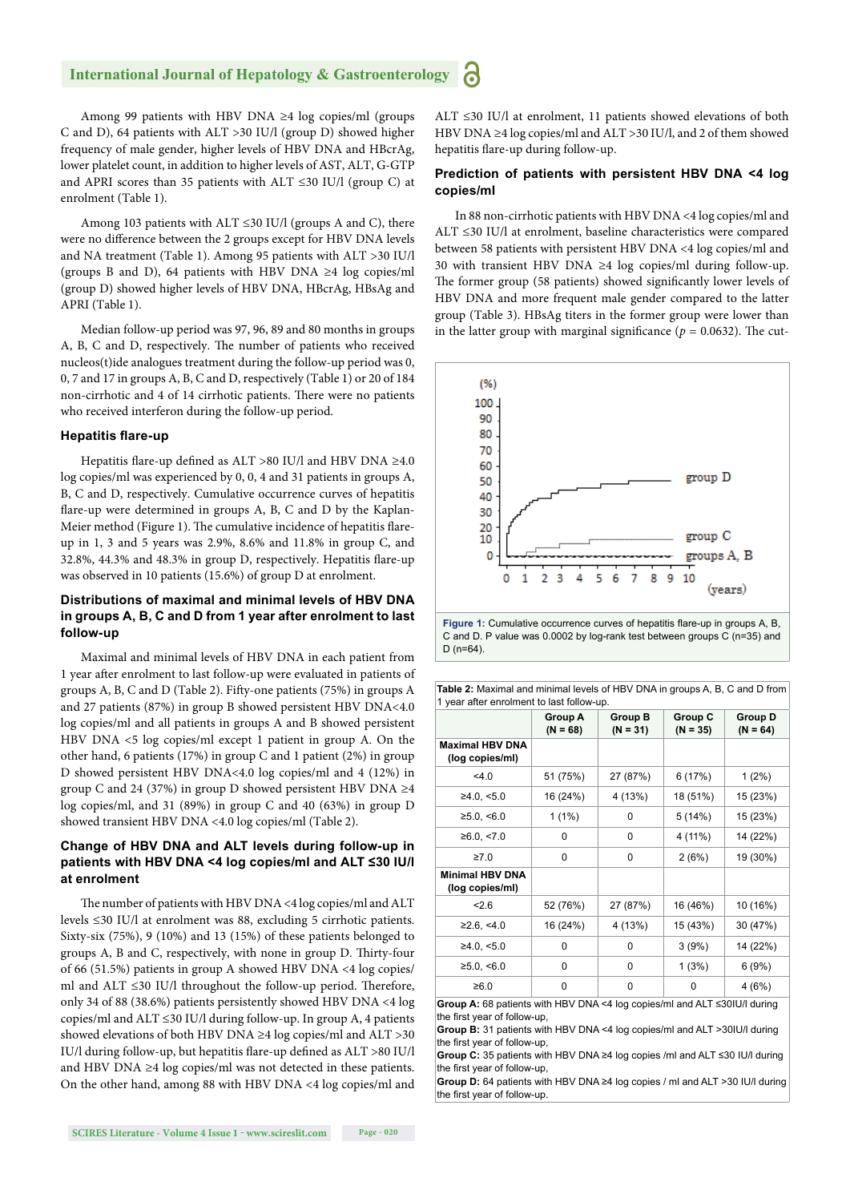Among 99 patients with HBV DNA ≥4 log copies/ml (groups C and D), 64 patients with ALT >30 IU/l (group D) showed higher frequency of male gender, higher levels of HBV DNA and HBcrAg, lower platelet count, in addition to higher levels of AST, ALT, G-GTP and APRI scores than 35 patients with ALT ≤30 IU/l (group C) at enrolment (Table 1).

Among 103 patients with ALT ≤30 IU/l (groups A and C), there were no difference between the 2 groups except for HBV DNA levels and NA treatment (Table 1). Among 95 patients with ALT >30 IU/l (groups B and D), 64 patients with HBV DNA ≥4 log copies/ml (group D) showed higher levels of HBV DNA, HBcrAg, HBsAg and APRI (Table 1).

Median follow-up period was 97, 96, 89 and 80 months in groups A, B, C and D, respectively. The number of patients who received nucleos(t)ide analogues treatment during the follow-up period was 0, 0, 7 and 17 in groups A, B, C and D, respectively (Table 1) or 20 of 184 non-cirrhotic and 4 of 14 cirrhotic patients. There were no patients who received interferon during the follow-up period.

### Hepatitis flare-up

Hepatitis flare-up defined as ALT >80 IU/l and HBV DNA ≥4.0 log copies/ml was experienced by 0, 0, 4 and 31 patients in groups A, B, C and D, respectively. Cumulative occurrence curves of hepatitis flare-up were determined in groups A, B, C and D by the Kaplan-Meier method (Figure 1). The cumulative incidence of hepatitis flare-up in 1, 3 and 5 years was 2.9%, 8.6% and 11.8% in group C, and 32.8%, 44.3% and 48.3% in group D, respectively. Hepatitis flare-up was observed in 10 patients (15.6%) of group D at enrolment.

### Distributions of maximal and minimal levels of HBV DNA in groups A, B, C and D from 1 year after enrolment to last follow-up

Maximal and minimal levels of HBV DNA in each patient from 1 year after enrolment to last follow-up were evaluated in patients of groups A, B, C and D (Table 2). Fifty-one patients (75%) in groups A and 27 patients (87%) in group B showed persistent HBV DNA<4.0 log copies/ml and all patients in groups A and B showed persistent HBV DNA <5 log copies/ml except 1 patient in group A. On the other hand, 6 patients (17%) in group C and 1 patient (2%) in group D showed persistent HBV DNA<4.0 log copies/ml and 4 (12%) in group C and 24 (37%) in group D showed persistent HBV DNA ≥4 log copies/ml, and 31 (89%) in group C and 40 (63%) in group D showed transient HBV DNA <4.0 log copies/ml (Table 2).

### Change of HBV DNA and ALT levels during follow-up in patients with HBV DNA <4 log copies/ml and ALT ≤30 IU/l at enrolment

The number of patients with HBV DNA <4 log copies/ml and ALT levels ≤30 IU/l at enrolment was 88, excluding 5 cirrhotic patients. Sixty-six (75%), 9 (10%) and 13 (15%) of these patients belonged to groups A, B and C, respectively, with none in group D. Thirty-four of 66 (51.5%) patients in group A showed HBV DNA <4 log copies/ml and ALT ≤30 IU/l throughout the follow-up period. Therefore, only 34 of 88 (38.6%) patients persistently showed HBV DNA <4 log copies/ml and ALT ≤30 IU/l during follow-up. In group A, 4 patients showed elevations of both HBV DNA ≥4 log copies/ml and ALT >30 IU/l during follow-up, but hepatitis flare-up defined as ALT >80 IU/l and HBV DNA ≥4 log copies/ml was not detected in these patients. On the other hand, among 88 with HBV DNA <4 log copies/ml and ALT ≤30 IU/l at enrolment, 11 patients showed elevations of both HBV DNA ≥4 log copies/ml and ALT >30 IU/l, and 2 of them showed hepatitis flare-up during follow-up.

### Prediction of patients with persistent HBV DNA <4 log copies/ml

In 88 non-cirrhotic patients with HBV DNA <4 log copies/ml and ALT ≤30 IU/l at enrolment, baseline characteristics were compared between 58 patients with persistent HBV DNA <4 log copies/ml and 30 with transient HBV DNA ≥4 log copies/ml during follow-up. The former group (58 patients) showed significantly lower levels of HBV DNA and more frequent male gender compared to the latter group (Table 3). HBsAg titers in the former group were lower than in the latter group with marginal significance ($p$ = 0.0632). The cut-

**Figure 1:** Cumulative occurrence curves of hepatitis flare-up in groups A, B, C and D. P value was 0.0002 by log-rank test between groups C (n=35) and D (n=64).

**Table 2:** Maximal and minimal levels of HBV DNA in groups A, B, C and D from 1 year after enrolment to last follow-up.

| | Group A (N = 68) | Group B (N = 31) | Group C (N = 35) | Group D (N = 64) |
|---|---|---|---|---|
| **Maximal HBV DNA (log copies/ml)** | | | | |
| <4.0 | 51 (75%) | 27 (87%) | 6 (17%) | 1 (2%) |
| ≥4.0, <5.0 | 16 (24%) | 4 (13%) | 18 (51%) | 15 (23%) |
| ≥5.0, <6.0 | 1 (1%) | 0 | 5 (14%) | 15 (23%) |
| ≥6.0, <7.0 | 0 | 0 | 4 (11%) | 14 (22%) |
| ≥7.0 | 0 | 0 | 2 (6%) | 19 (30%) |
| **Minimal HBV DNA (log copies/ml)** | | | | |
| <2.6 | 52 (76%) | 27 (87%) | 16 (46%) | 10 (16%) |
| ≥2.6, <4.0 | 16 (24%) | 4 (13%) | 15 (43%) | 30 (47%) |
| ≥4.0, <5.0 | 0 | 0 | 3 (9%) | 14 (22%) |
| ≥5.0, <6.0 | 0 | 0 | 1 (3%) | 6 (9%) |
| ≥6.0 | 0 | 0 | 0 | 4 (6%) |

**Group A:** 68 patients with HBV DNA <4 log copies/ml and ALT ≤30IU/l during the first year of follow-up,
**Group B:** 31 patients with HBV DNA <4 log copies/ml and ALT >30IU/l during the first year of follow-up,
**Group C:** 35 patients with HBV DNA ≥4 log copies /ml and ALT ≤30 IU/l during the first year of follow-up,
**Group D:** 64 patients with HBV DNA ≥4 log copies / ml and ALT >30 IU/l during the first year of follow-up.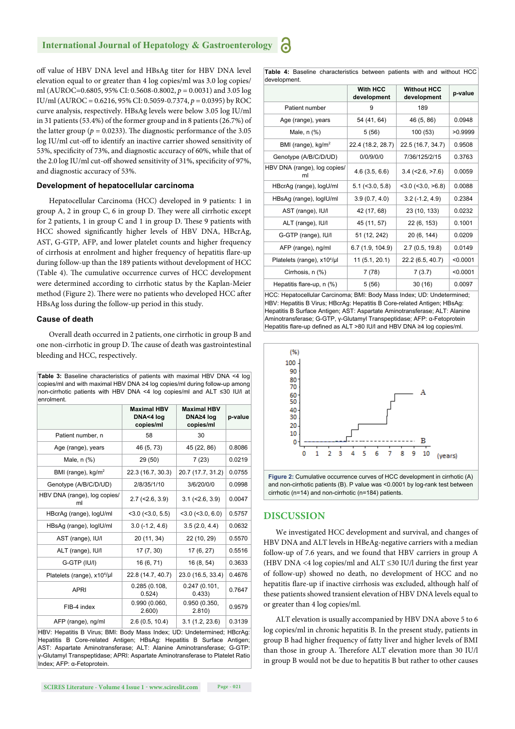off value of HBV DNA level and HBsAg titer for HBV DNA level elevation equal to or greater than 4 log copies/ml was 3.0 log copies/ml (AUROC=0.6805, 95% CI: 0.5608-0.8002, $p$ = 0.0031) and 3.05 log IU/ml (AUROC = 0.6216, 95% CI: 0.5059-0.7374, $p$ = 0.0395) by ROC curve analysis, respectively. HBsAg levels were below 3.05 log IU/ml in 31 patients (53.4%) of the former group and in 8 patients (26.7%) of the latter group ($p$ = 0.0233). The diagnostic performance of the 3.05 log IU/ml cut-off to identify an inactive carrier showed sensitivity of 53%, specificity of 73%, and diagnostic accuracy of 60%, while that of the 2.0 log IU/ml cut-off showed sensitivity of 31%, specificity of 97%, and diagnostic accuracy of 53%.

### Development of hepatocellular carcinoma

Hepatocellular Carcinoma (HCC) developed in 9 patients: 1 in group A, 2 in group C, 6 in group D. They were all cirrhotic except for 2 patients, 1 in group C and 1 in group D. These 9 patients with HCC showed significantly higher levels of HBV DNA, HBcrAg, AST, G-GTP, AFP, and lower platelet counts and higher frequency of cirrhosis at enrolment and higher frequency of hepatitis flare-up during follow-up than the 189 patients without development of HCC (Table 4). The cumulative occurrence curves of HCC development were determined according to cirrhotic status by the Kaplan-Meier method (Figure 2). There were no patients who developed HCC after HBsAg loss during the follow-up period in this study.

### Cause of death

Overall death occurred in 2 patients, one cirrhotic in group B and one non-cirrhotic in group D. The cause of death was gastrointestinal bleeding and HCC, respectively.

**Table 3:** Baseline characteristics of patients with maximal HBV DNA <4 log copies/ml and with maximal HBV DNA ≥4 log copies/ml during follow-up among non-cirrhotic patients with HBV DNA <4 log copies/ml and ALT ≤30 IU/l at enrolment.

| | Maximal HBV DNA<4 log copies/ml | Maximal HBV DNA≥4 log copies/ml | p-value |
|---|---|---|---|
| Patient number, n | 58 | 30 | |
| Age (range), years | 46 (5, 73) | 45 (22, 86) | 0.8086 |
| Male, n (%) | 29 (50) | 7 (23) | 0.0219 |
| BMI (range), kg/m$^2$ | 22.3 (16.7, 30.3) | 20.7 (17.7, 31.2) | 0.0755 |
| Genotype (A/B/C/D/UD) | 2/8/35/1/10 | 3/6/20/0/0 | 0.0998 |
| HBV DNA (range), log copies/ml | 2.7 (<2.6, 3.9) | 3.1 (<2.6, 3.9) | 0.0047 |
| HBcrAg (range), logU/ml | <3.0 (<3.0, 5.5) | <3.0 (<3.0, 6.0) | 0.5757 |
| HBsAg (range), logIU/ml | 3.0 (-1.2, 4.6) | 3.5 (2.0, 4.4) | 0.0632 |
| AST (range), IU/l | 20 (11, 34) | 22 (10, 29) | 0.5570 |
| ALT (range), IU/l | 17 (7, 30) | 17 (6, 27) | 0.5516 |
| G-GTP (IU/l) | 16 (6, 71) | 16 (8, 54) | 0.3633 |
| Platelets (range), x10$^4$/μl | 22.8 (14.7, 40.7) | 23.0 (16.5, 33.4) | 0.4676 |
| APRI | 0.285 (0.108, 0.524) | 0.247 (0.101, 0.433) | 0.7647 |
| FIB-4 index | 0.990 (0.060, 2.600) | 0.950 (0.350, 2.810) | 0.9579 |
| AFP (range), ng/ml | 2.6 (0.5, 10.4) | 3.1 (1.2, 23.6) | 0.3139 |

HBV: Hepatitis B Virus; BMI: Body Mass Index; UD: Undetermined; HBcrAg: Hepatitis B Core-related Antigen; HBsAg: Hepatitis B Surface Antigen; AST: Aspartate Aminotransferase; ALT: Alanine Aminotransferase; G-GTP: γ-Glutamyl Transpeptidase; APRI: Aspartate Aminotransferase to Platelet Ratio Index; AFP: α-Fetoprotein.

**Table 4:** Baseline characteristics between patients with and without HCC development.

| | With HCC development | Without HCC development | p-value |
|---|---|---|---|
| Patient number | 9 | 189 | |
| Age (range), years | 54 (41, 64) | 46 (5, 86) | 0.0948 |
| Male, n (%) | 5 (56) | 100 (53) | >0.9999 |
| BMI (range), kg/m$^2$ | 22.4 (18.2, 28.7) | 22.5 (16.7, 34.7) | 0.9508 |
| Genotype (A/B/C/D/UD) | 0/0/9/0/0 | 7/36/125/2/15 | 0.3763 |
| HBV DNA (range), log copies/ml | 4.6 (3.5, 6.6) | 3.4 (<2.6, >7.6) | 0.0059 |
| HBcrAg (range), logU/ml | 5.1 (<3.0, 5.8) | <3.0 (<3.0, >6.8) | 0.0088 |
| HBsAg (range), logIU/ml | 3.9 (0.7, 4.0) | 3.2 (-1.2, 4.9) | 0.2384 |
| AST (range), IU/l | 42 (17, 68) | 23 (10, 133) | 0.0232 |
| ALT (range), IU/l | 45 (11, 57) | 22 (6, 153) | 0.1001 |
| G-GTP (range), IU/l | 51 (12, 242) | 20 (6, 144) | 0.0209 |
| AFP (range), ng/ml | 6.7 (1.9, 104.9) | 2.7 (0.5, 19.8) | 0.0149 |
| Platelets (range), x10$^4$/μl | 11 (5.1, 20.1) | 22.2 (6.5, 40.7) | <0.0001 |
| Cirrhosis, n (%) | 7 (78) | 7 (3.7) | <0.0001 |
| Hepatitis flare-up, n (%) | 5 (56) | 30 (16) | 0.0097 |

HCC: Hepatocellular Carcinoma; BMI: Body Mass Index; UD: Undetermined; HBV: Hepatitis B Virus; HBcrAg: Hepatitis B Core-related Antigen; HBsAg: Hepatitis B Surface Antigen; AST: Aspartate Aminotransferase; ALT: Alanine Aminotransferase; G-GTP, γ-Glutamyl Transpeptidase; AFP: α-Fetoprotein
Hepatitis flare-up defined as ALT >80 IU/l and HBV DNA ≥4 log copies/ml.

**Figure 2:** Cumulative occurrence curves of HCC development in cirrhotic (A) and non-cirrhotic patients (B). P value was <0.0001 by log-rank test between cirrhotic (n=14) and non-cirrhotic (n=184) patients.

## DISCUSSION

We investigated HCC development and survival, and changes of HBV DNA and ALT levels in HBeAg-negative carriers with a median follow-up of 7.6 years, and we found that HBV carriers in group A (HBV DNA <4 log copies/ml and ALT ≤30 IU/l during the first year of follow-up) showed no death, no development of HCC and no hepatitis flare-up if inactive cirrhosis was excluded, although half of these patients showed transient elevation of HBV DNA levels equal to or greater than 4 log copies/ml.

ALT elevation is usually accompanied by HBV DNA above 5 to 6 log copies/ml in chronic hepatitis B. In the present study, patients in group B had higher frequency of fatty liver and higher levels of BMI than those in group A. Therefore ALT elevation more than 30 IU/l in group B would not be due to hepatitis B but rather to other causes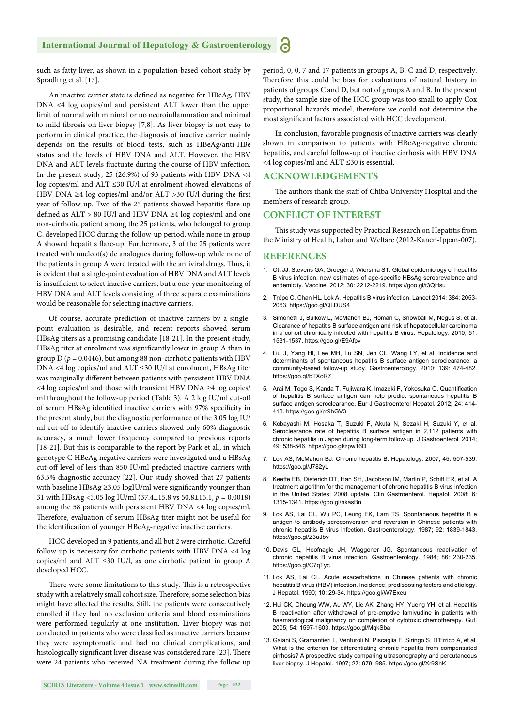such as fatty liver, as shown in a population-based cohort study by Spradling et al. [17].

An inactive carrier state is defined as negative for HBeAg, HBV DNA <4 log copies/ml and persistent ALT lower than the upper limit of normal with minimal or no necroinflammation and minimal to mild fibrosis on liver biopsy [7,8]. As liver biopsy is not easy to perform in clinical practice, the diagnosis of inactive carrier mainly depends on the results of blood tests, such as HBeAg/anti-HBe status and the levels of HBV DNA and ALT. However, the HBV DNA and ALT levels fluctuate during the course of HBV infection. In the present study, 25 (26.9%) of 93 patients with HBV DNA <4 log copies/ml and ALT ≤30 IU/l at enrolment showed elevations of HBV DNA ≥4 log copies/ml and/or ALT >30 IU/l during the first year of follow-up. Two of the 25 patients showed hepatitis flare-up defined as ALT > 80 IU/l and HBV DNA ≥4 log copies/ml and one non-cirrhotic patient among the 25 patients, who belonged to group C, developed HCC during the follow-up period, while none in group A showed hepatitis flare-up. Furthermore, 3 of the 25 patients were treated with nucleot(s)ide analogues during follow-up while none of the patients in group A were treated with the antiviral drugs. Thus, it is evident that a single-point evaluation of HBV DNA and ALT levels is insufficient to select inactive carriers, but a one-year monitoring of HBV DNA and ALT levels consisting of three separate examinations would be reasonable for selecting inactive carriers.

Of course, accurate prediction of inactive carriers by a single-point evaluation is desirable, and recent reports showed serum HBsAg titers as a promising candidate [18-21]. In the present study, HBsAg titer at enrolment was significantly lower in group A than in group D ($p = 0.0446$), but among 88 non-cirrhotic patients with HBV DNA <4 log copies/ml and ALT ≤30 IU/l at enrolment, HBsAg titer was marginally different between patients with persistent HBV DNA <4 log copies/ml and those with transient HBV DNA ≥4 log copies/ml throughout the follow-up period (Table 3). A 2 log IU/ml cut-off of serum HBsAg identified inactive carriers with 97% specificity in the present study, but the diagnostic performance of the 3.05 log IU/ml cut-off to identify inactive carriers showed only 60% diagnostic accuracy, a much lower frequency compared to previous reports [18-21]. But this is comparable to the report by Park et al., in which genotype C HBeAg negative carriers were investigated and a HBsAg cut-off level of less than 850 IU/ml predicted inactive carriers with 63.5% diagnostic accuracy [22]. Our study showed that 27 patients with baseline HBsAg ≥3.05 logIU/ml were significantly younger than 31 with HBsAg <3.05 log IU/ml (37.4±15.8 vs 50.8±15.1, $p = 0.0018$) among the 58 patients with persistent HBV DNA <4 log copies/ml. Therefore, evaluation of serum HBsAg titer might not be useful for the identification of younger HBeAg-negative inactive carriers.

HCC developed in 9 patients, and all but 2 were cirrhotic. Careful follow-up is necessary for cirrhotic patients with HBV DNA <4 log copies/ml and ALT ≤30 IU/l, as one cirrhotic patient in group A developed HCC.

There were some limitations to this study. This is a retrospective study with a relatively small cohort size. Therefore, some selection bias might have affected the results. Still, the patients were consecutively enrolled if they had no exclusion criteria and blood examinations were performed regularly at one institution. Liver biopsy was not conducted in patients who were classified as inactive carriers because they were asymptomatic and had no clinical complications, and histologically significant liver disease was considered rare [23]. There were 24 patients who received NA treatment during the follow-up period, 0, 0, 7 and 17 patients in groups A, B, C and D, respectively. Therefore this could be bias for evaluations of natural history in patients of groups C and D, but not of groups A and B. In the present study, the sample size of the HCC group was too small to apply Cox proportional hazards model, therefore we could not determine the most significant factors associated with HCC development.

In conclusion, favorable prognosis of inactive carriers was clearly shown in comparison to patients with HBeAg-negative chronic hepatitis, and careful follow-up of inactive cirrhosis with HBV DNA <4 log copies/ml and ALT ≤30 is essential.

## ACKNOWLEDGEMENTS

The authors thank the staff of Chiba University Hospital and the members of research group.

## CONFLICT OF INTEREST

This study was supported by Practical Research on Hepatitis from the Ministry of Health, Labor and Welfare (2012-Kanen-Ippan-007).

## REFERENCES

1. Ott JJ, Stevens GA, Groeger J, Wiersma ST. Global epidemiology of hepatitis B virus infection: new estimates of age-specific HBsAg seroprevalence and endemicity. Vaccine. 2012; 30: 2212-2219. https://goo.gl/t3QHsu
2. Trépo C, Chan HL, Lok A. Hepatitis B virus infection. Lancet 2014; 384: 2053-2063. https://goo.gl/QLDUS4
3. Simonetti J, Bulkow L, McMahon BJ, Homan C, Snowball M, Negus S, et al. Clearance of hepatitis B surface antigen and risk of hepatocellular carcinoma in a cohort chronically infected with hepatitis B virus. Hepatology. 2010; 51: 1531-1537. https://goo.gl/E9Afpv
4. Liu J, Yang HI, Lee MH, Lu SN, Jen CL, Wang LY, et al. Incidence and determinants of spontaneous hepatitis B surface antigen seroclearance: a community-based follow-up study. Gastroenterology. 2010; 139: 474-482. https://goo.gl/bTXoR7
5. Arai M, Togo S, Kanda T, Fujiwara K, Imazeki F, Yokosuka O. Quantification of hepatitis B surface antigen can help predict spontaneous hepatitis B surface antigen seroclearance. Eur J Gastroenterol Hepatol. 2012; 24: 414-418. https://goo.gl/m9hGV3
6. Kobayashi M, Hosaka T, Suzuki F, Akuta N, Sezaki H, Suzuki Y, et al. Seroclearance rate of hepatitis B surface antigen in 2,112 patients with chronic hepatitis in Japan during long-term follow-up. J Gastroenterol. 2014; 49: 538-546. https://goo.gl/zpw16D
7. Lok AS, McMahon BJ. Chronic hepatitis B. Hepatology. 2007; 45: 507-539. https://goo.gl/J782yL
8. Keeffe EB, Dieterich DT, Han SH, Jacobson IM, Martin P, Schiff ER, et al. A treatment algorithm for the management of chronic hepatitis B virus infection in the United States: 2008 update. Clin Gastroenterol. Hepatol. 2008; 6: 1315-1341. https://goo.gl/nkasBn
9. Lok AS, Lai CL, Wu PC, Leung EK, Lam TS. Spontaneous hepatitis B e antigen to antibody seroconversion and reversion in Chinese patients with chronic hepatitis B virus infection. Gastroenterology. 1987; 92: 1839-1843. https://goo.gl/Z3uJbv
10. Davis GL, Hoofnagle JH, Waggoner JG. Spontaneous reactivation of chronic hepatitis B virus infection. Gastroenterology. 1984; 86: 230-235. https://goo.gl/C7qTyc
11. Lok AS, Lai CL. Acute exacerbations in Chinese patients with chronic hepatitis B virus (HBV) infection. Incidence, predisposing factors and etiology. J Hepatol. 1990; 10: 29-34. https://goo.gl/W7Exeu
12. Hui CK, Cheung WW, Au WY, Lie AK, Zhang HY, Yueng YH, et al. Hepatitis B reactivation after withdrawal of pre-emptive lamivudine in patients with haematological malignancy on completion of cytotoxic chemotherapy. Gut. 2005; 54: 1597-1603. https://goo.gl/MqkSba
13. Gaiani S, Gramantieri L, Venturoli N, Piscaglia F, Siringo S, D'Errico A, et al. What is the criterion for differentiating chronic hepatitis from compensated cirrhosis? A prospective study comparing ultrasonography and percutaneous liver biopsy. J Hepatol. 1997; 27: 979–985. https://goo.gl/Xr9ShK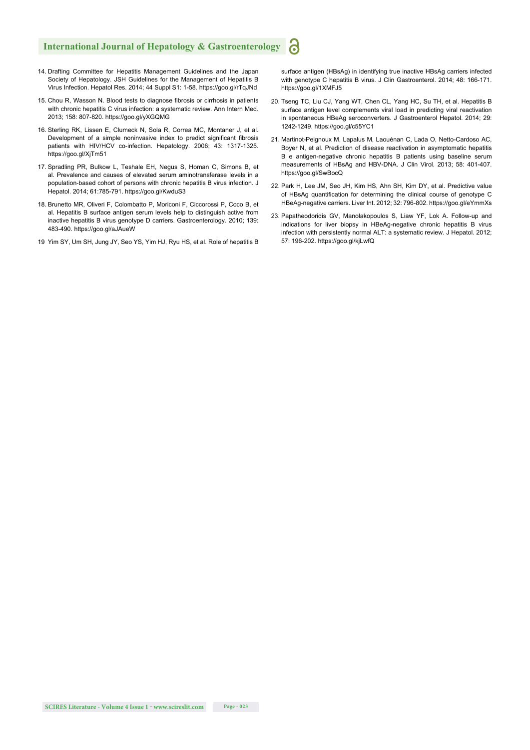14. Drafting Committee for Hepatitis Management Guidelines and the Japan Society of Hepatology. JSH Guidelines for the Management of Hepatitis B Virus Infection. Hepatol Res. 2014; 44 Suppl S1: 1-58. https://goo.gl/rTqJNd

15. Chou R, Wasson N. Blood tests to diagnose fibrosis or cirrhosis in patients with chronic hepatitis C virus infection: a systematic review. Ann Intern Med. 2013; 158: 807-820. https://goo.gl/yXGQMG

16. Sterling RK, Lissen E, Clumeck N, Sola R, Correa MC, Montaner J, et al. Development of a simple noninvasive index to predict significant fibrosis patients with HIV/HCV co-infection. Hepatology. 2006; 43: 1317-1325. https://goo.gl/XjTm51

17. Spradling PR, Bulkow L, Teshale EH, Negus S, Homan C, Simons B, et al. Prevalence and causes of elevated serum aminotransferase levels in a population-based cohort of persons with chronic hepatitis B virus infection. J Hepatol. 2014; 61:785-791. https://goo.gl/KwduS3

18. Brunetto MR, Oliveri F, Colombatto P, Moriconi F, Ciccorossi P, Coco B, et al. Hepatitis B surface antigen serum levels help to distinguish active from inactive hepatitis B virus genotype D carriers. Gastroenterology. 2010; 139: 483-490. https://goo.gl/aJAueW

19 Yim SY, Um SH, Jung JY, Seo YS, Yim HJ, Ryu HS, et al. Role of hepatitis B surface antigen (HBsAg) in identifying true inactive HBsAg carriers infected with genotype C hepatitis B virus. J Clin Gastroenterol. 2014; 48: 166-171. https://goo.gl/1XMFJ5

20. Tseng TC, Liu CJ, Yang WT, Chen CL, Yang HC, Su TH, et al. Hepatitis B surface antigen level complements viral load in predicting viral reactivation in spontaneous HBeAg seroconverters. J Gastroenterol Hepatol. 2014; 29: 1242-1249. https://goo.gl/c55YC1

21. Martinot-Peignoux M, Lapalus M, Laouénan C, Lada O, Netto-Cardoso AC, Boyer N, et al. Prediction of disease reactivation in asymptomatic hepatitis B e antigen-negative chronic hepatitis B patients using baseline serum measurements of HBsAg and HBV-DNA. J Clin Virol. 2013; 58: 401-407. https://goo.gl/SwBocQ

22. Park H, Lee JM, Seo JH, Kim HS, Ahn SH, Kim DY, et al. Predictive value of HBsAg quantification for determining the clinical course of genotype C HBeAg-negative carriers. Liver Int. 2012; 32: 796-802. https://goo.gl/eYmmXs

23. Papatheodoridis GV, Manolakopoulos S, Liaw YF, Lok A. Follow-up and indications for liver biopsy in HBeAg-negative chronic hepatitis B virus infection with persistently normal ALT: a systematic review. J Hepatol. 2012; 57: 196-202. https://goo.gl/kjLwfQ